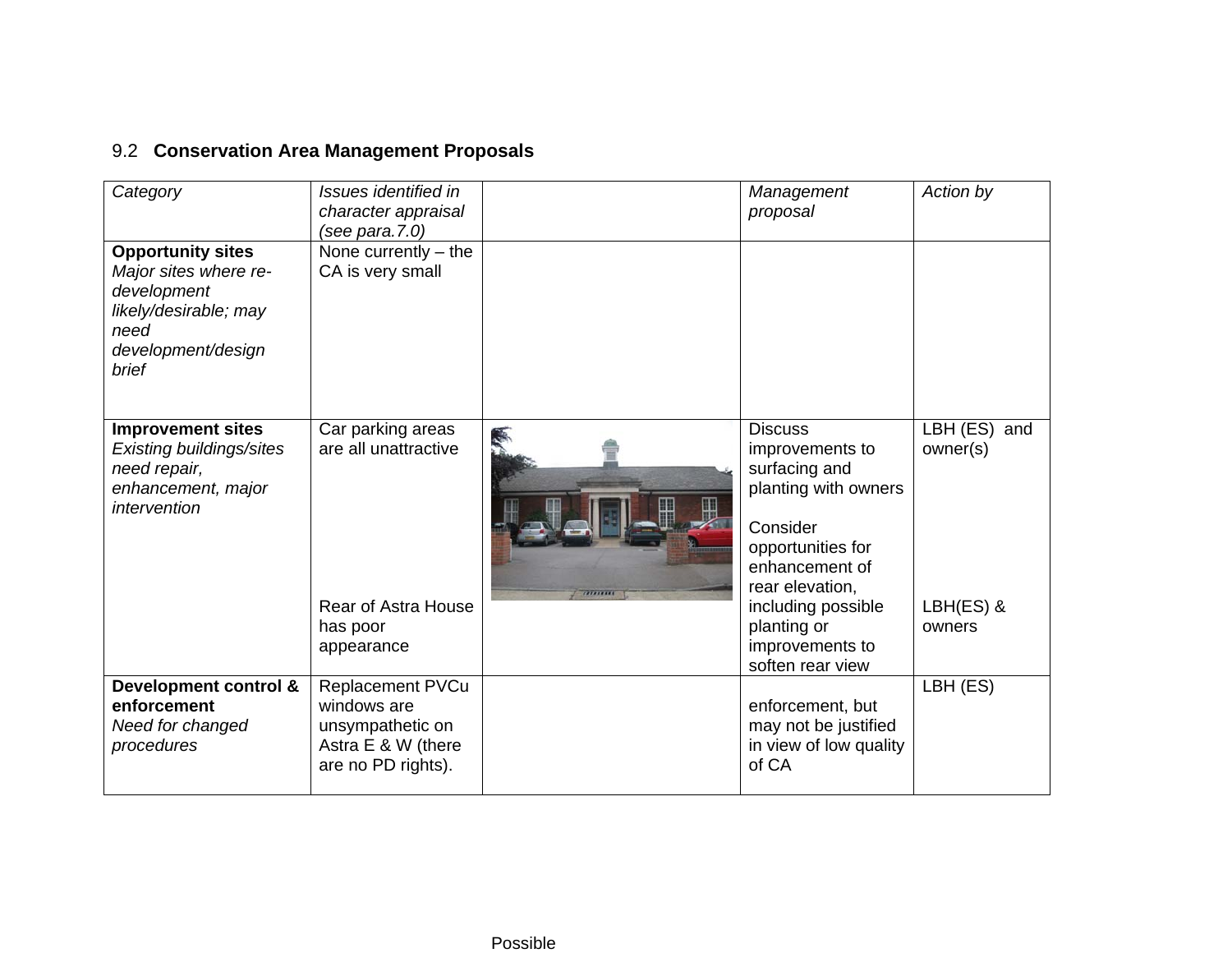### 9.2 **Conservation Area Management Proposals**

| *Category* | *Issues identified in character appraisal (see para.7.0)* | | *Management proposal* | *Action by* |
|---|---|---|---|---|
| **Opportunity sites** *Major sites where re-development likely/desirable; may need development/design brief* | None currently – the CA is very small | | | |
| **Improvement sites** *Existing buildings/sites need repair, enhancement, major intervention* | Car parking areas are all unattractive<br><br>Rear of Astra House has poor appearance | | Discuss improvements to surfacing and planting with owners<br><br>Consider opportunities for enhancement of rear elevation, including possible planting or improvements to soften rear view | LBH (ES) and owner(s)<br><br>LBH(ES) & owners |
| **Development control & enforcement** *Need for changed procedures* | Replacement PVCu windows are unsympathetic on Astra E & W (there are no PD rights). | | Possible enforcement, but may not be justified in view of low quality of CA | LBH (ES) |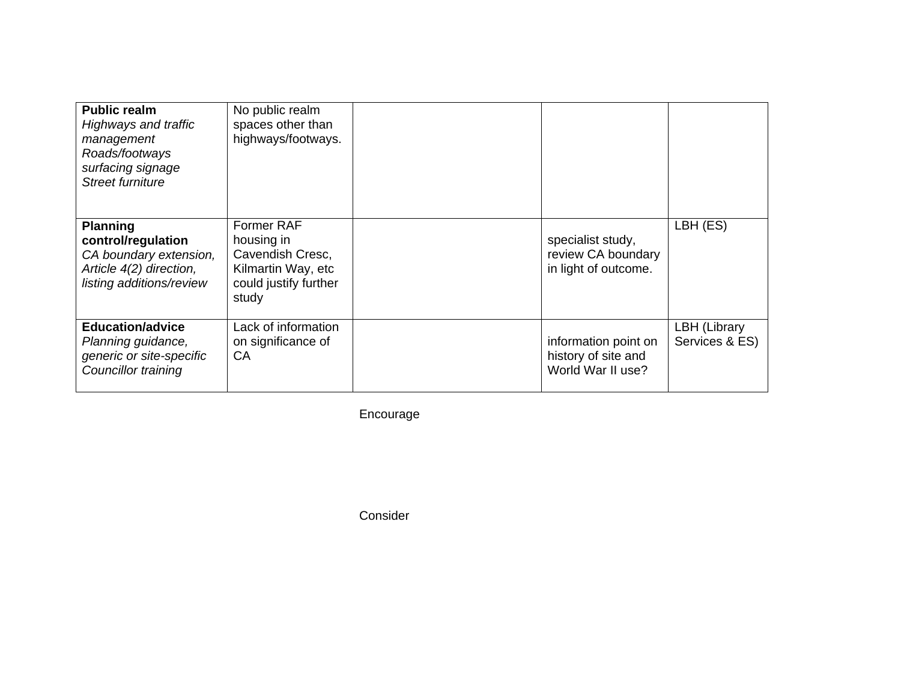| | | | | |
|---|---|---|---|---|
| **Public realm**<br>*Highways and traffic management*<br>*Roads/footways surfacing signage*<br>*Street furniture* | No public realm spaces other than highways/footways. | | | |
| **Planning control/regulation**<br>*CA boundary extension, Article 4(2) direction, listing additions/review* | Former RAF housing in Cavendish Cresc, Kilmartin Way, etc could justify further study | | specialist study, review CA boundary in light of outcome. | LBH (ES) |
| **Education/advice**<br>*Planning guidance, generic or site-specific*<br>*Councillor training* | Lack of information on significance of CA | | information point on history of site and World War II use? | LBH (Library Services & ES) |

Encourage

Consider